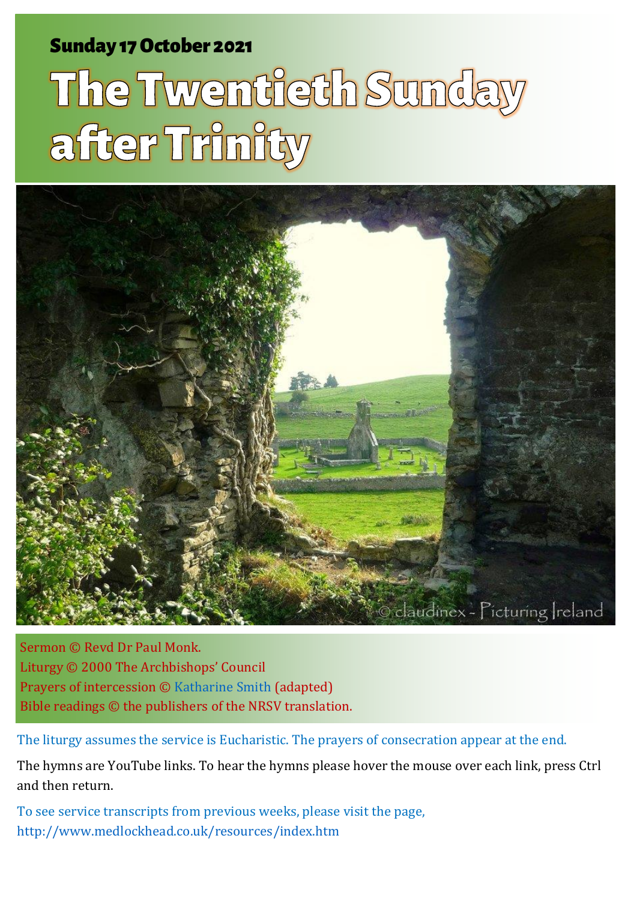**Sunday 17 October 2021**

# The Twentieth Sunday after Trinity

Sermon © Revd Dr Paul Monk.
Liturgy © 2000 The Archbishops' Council
Prayers of intercession © Katharine Smith (adapted)
Bible readings © the publishers of the NRSV translation.

The liturgy assumes the service is Eucharistic. The prayers of consecration appear at the end.

The hymns are YouTube links. To hear the hymns please hover the mouse over each link, press Ctrl and then return.

To see service transcripts from previous weeks, please visit the page, http://www.medlockhead.co.uk/resources/index.htm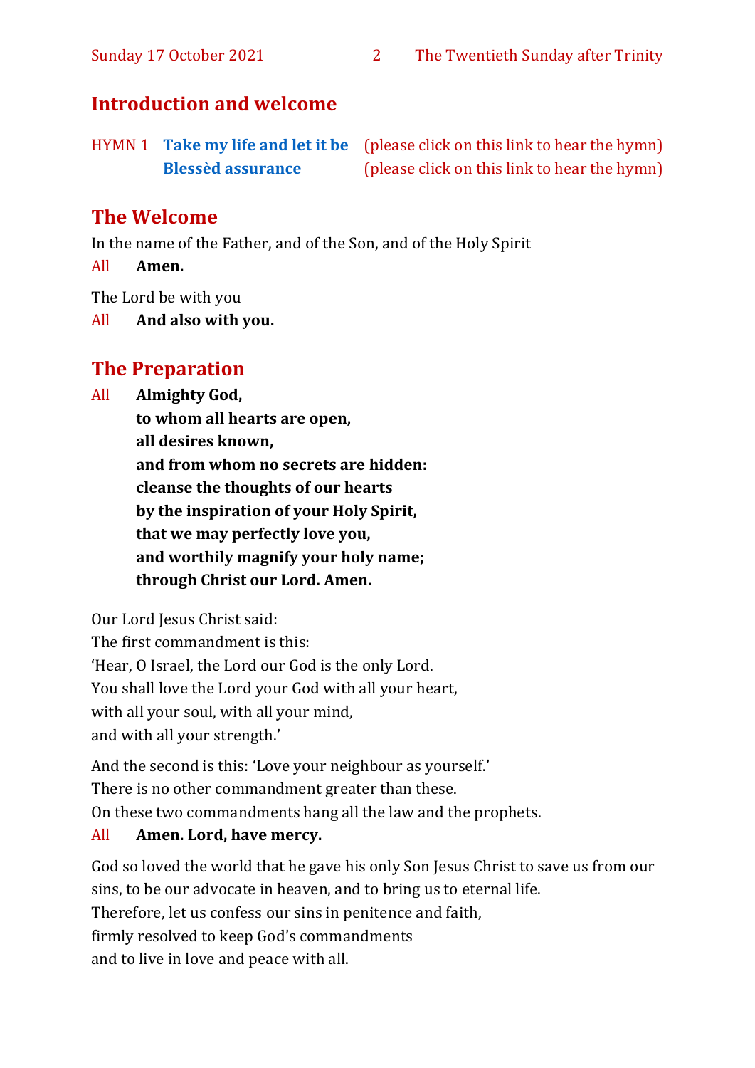## Introduction and welcome

HYMN 1 **Take my life and let it be** (please click on this link to hear the hymn)
**Blessèd assurance** (please click on this link to hear the hymn)

## The Welcome

In the name of the Father, and of the Son, and of the Holy Spirit

All **Amen.**

The Lord be with you

All **And also with you.**

## The Preparation

All **Almighty God,**
**to whom all hearts are open,**
**all desires known,**
**and from whom no secrets are hidden:**
**cleanse the thoughts of our hearts**
**by the inspiration of your Holy Spirit,**
**that we may perfectly love you,**
**and worthily magnify your holy name;**
**through Christ our Lord. Amen.**

Our Lord Jesus Christ said:
The first commandment is this:
'Hear, O Israel, the Lord our God is the only Lord.
You shall love the Lord your God with all your heart,
with all your soul, with all your mind,
and with all your strength.'

And the second is this: 'Love your neighbour as yourself.'
There is no other commandment greater than these.
On these two commandments hang all the law and the prophets.

All **Amen. Lord, have mercy.**

God so loved the world that he gave his only Son Jesus Christ to save us from our sins, to be our advocate in heaven, and to bring us to eternal life.
Therefore, let us confess our sins in penitence and faith,
firmly resolved to keep God's commandments
and to live in love and peace with all.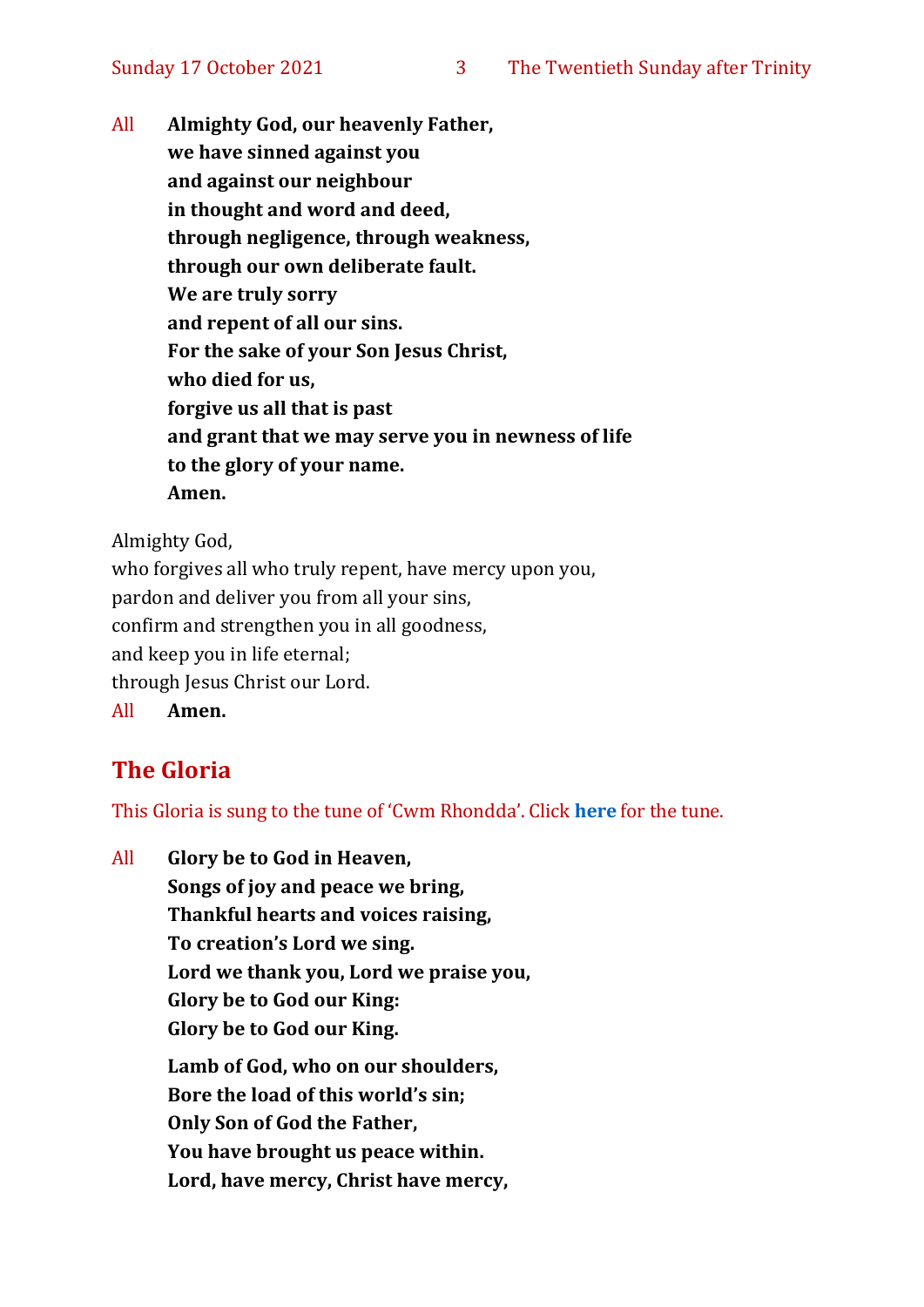All **Almighty God, our heavenly Father,**
**we have sinned against you**
**and against our neighbour**
**in thought and word and deed,**
**through negligence, through weakness,**
**through our own deliberate fault.**
**We are truly sorry**
**and repent of all our sins.**
**For the sake of your Son Jesus Christ,**
**who died for us,**
**forgive us all that is past**
**and grant that we may serve you in newness of life**
**to the glory of your name.**
**Amen.**

Almighty God,
who forgives all who truly repent, have mercy upon you,
pardon and deliver you from all your sins,
confirm and strengthen you in all goodness,
and keep you in life eternal;
through Jesus Christ our Lord.
All **Amen.**

## The Gloria

This Gloria is sung to the tune of 'Cwm Rhondda'. Click **here** for the tune.

All **Glory be to God in Heaven,**
**Songs of joy and peace we bring,**
**Thankful hearts and voices raising,**
**To creation's Lord we sing.**
**Lord we thank you, Lord we praise you,**
**Glory be to God our King:**
**Glory be to God our King.**

**Lamb of God, who on our shoulders,**
**Bore the load of this world's sin;**
**Only Son of God the Father,**
**You have brought us peace within.**
**Lord, have mercy, Christ have mercy,**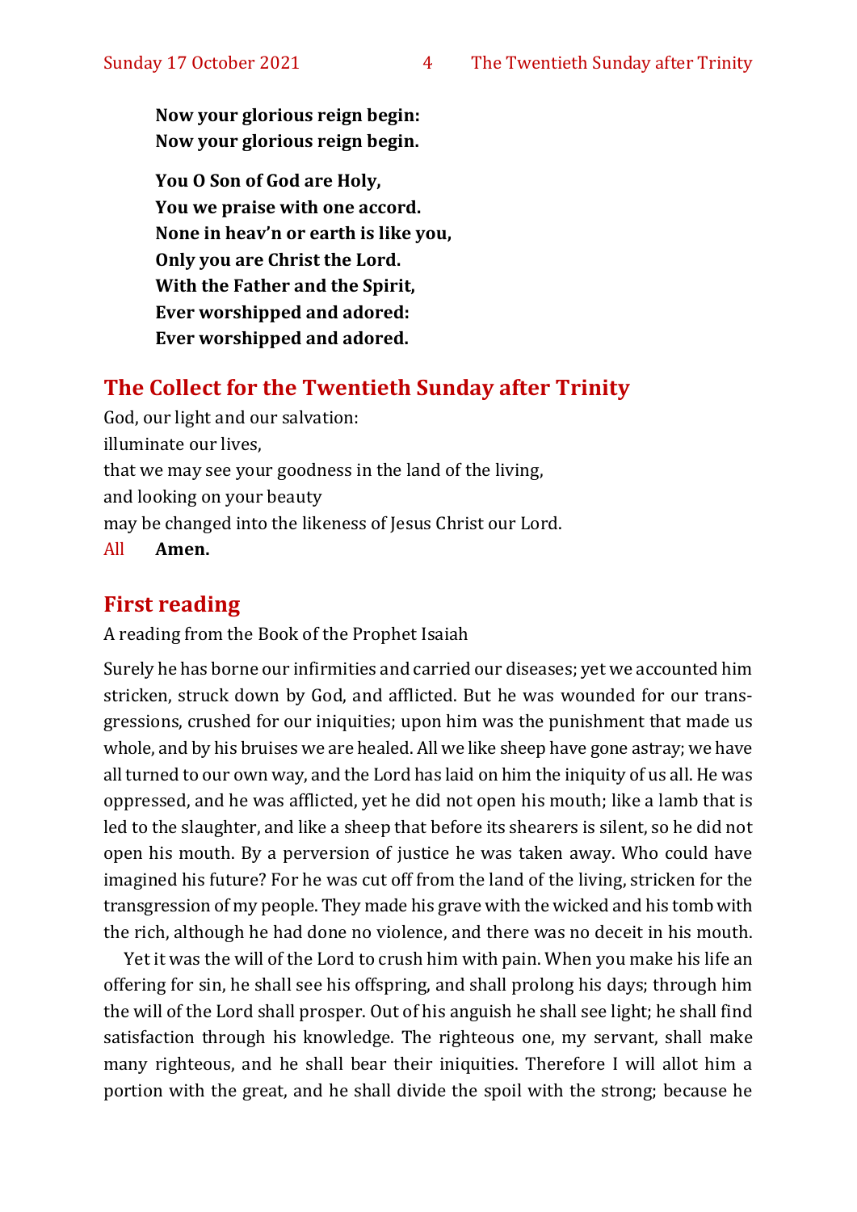**Now your glorious reign begin:**
**Now your glorious reign begin.**

**You O Son of God are Holy,**
**You we praise with one accord.**
**None in heav'n or earth is like you,**
**Only you are Christ the Lord.**
**With the Father and the Spirit,**
**Ever worshipped and adored:**
**Ever worshipped and adored.**

## The Collect for the Twentieth Sunday after Trinity

God, our light and our salvation:
illuminate our lives,
that we may see your goodness in the land of the living,
and looking on your beauty
may be changed into the likeness of Jesus Christ our Lord.
All **Amen.**

## First reading

A reading from the Book of the Prophet Isaiah

Surely he has borne our infirmities and carried our diseases; yet we accounted him stricken, struck down by God, and afflicted. But he was wounded for our transgressions, crushed for our iniquities; upon him was the punishment that made us whole, and by his bruises we are healed. All we like sheep have gone astray; we have all turned to our own way, and the Lord has laid on him the iniquity of us all. He was oppressed, and he was afflicted, yet he did not open his mouth; like a lamb that is led to the slaughter, and like a sheep that before its shearers is silent, so he did not open his mouth. By a perversion of justice he was taken away. Who could have imagined his future? For he was cut off from the land of the living, stricken for the transgression of my people. They made his grave with the wicked and his tomb with the rich, although he had done no violence, and there was no deceit in his mouth.

Yet it was the will of the Lord to crush him with pain. When you make his life an offering for sin, he shall see his offspring, and shall prolong his days; through him the will of the Lord shall prosper. Out of his anguish he shall see light; he shall find satisfaction through his knowledge. The righteous one, my servant, shall make many righteous, and he shall bear their iniquities. Therefore I will allot him a portion with the great, and he shall divide the spoil with the strong; because he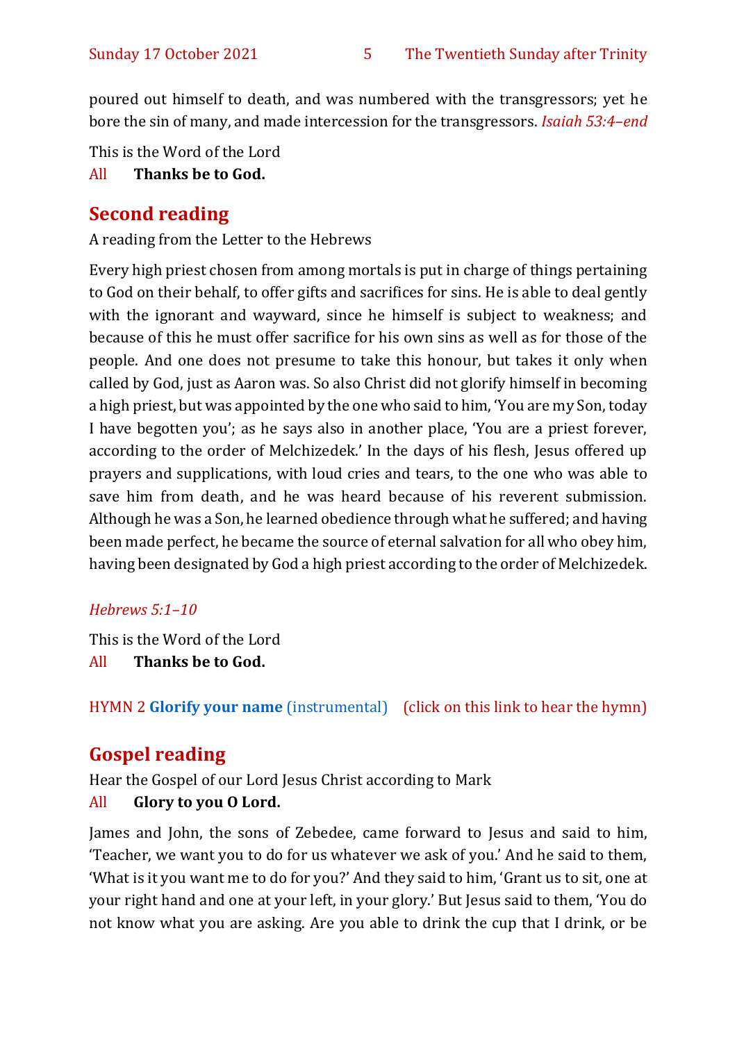poured out himself to death, and was numbered with the transgressors; yet he bore the sin of many, and made intercession for the transgressors. *Isaiah 53:4–end*

This is the Word of the Lord
All **Thanks be to God.**

## Second reading

A reading from the Letter to the Hebrews

Every high priest chosen from among mortals is put in charge of things pertaining to God on their behalf, to offer gifts and sacrifices for sins. He is able to deal gently with the ignorant and wayward, since he himself is subject to weakness; and because of this he must offer sacrifice for his own sins as well as for those of the people. And one does not presume to take this honour, but takes it only when called by God, just as Aaron was. So also Christ did not glorify himself in becoming a high priest, but was appointed by the one who said to him, 'You are my Son, today I have begotten you'; as he says also in another place, 'You are a priest forever, according to the order of Melchizedek.' In the days of his flesh, Jesus offered up prayers and supplications, with loud cries and tears, to the one who was able to save him from death, and he was heard because of his reverent submission. Although he was a Son, he learned obedience through what he suffered; and having been made perfect, he became the source of eternal salvation for all who obey him, having been designated by God a high priest according to the order of Melchizedek.

*Hebrews 5:1–10*

This is the Word of the Lord
All **Thanks be to God.**

HYMN 2 **Glorify your name** (instrumental) (click on this link to hear the hymn)

## Gospel reading

Hear the Gospel of our Lord Jesus Christ according to Mark
All **Glory to you O Lord.**

James and John, the sons of Zebedee, came forward to Jesus and said to him, 'Teacher, we want you to do for us whatever we ask of you.' And he said to them, 'What is it you want me to do for you?' And they said to him, 'Grant us to sit, one at your right hand and one at your left, in your glory.' But Jesus said to them, 'You do not know what you are asking. Are you able to drink the cup that I drink, or be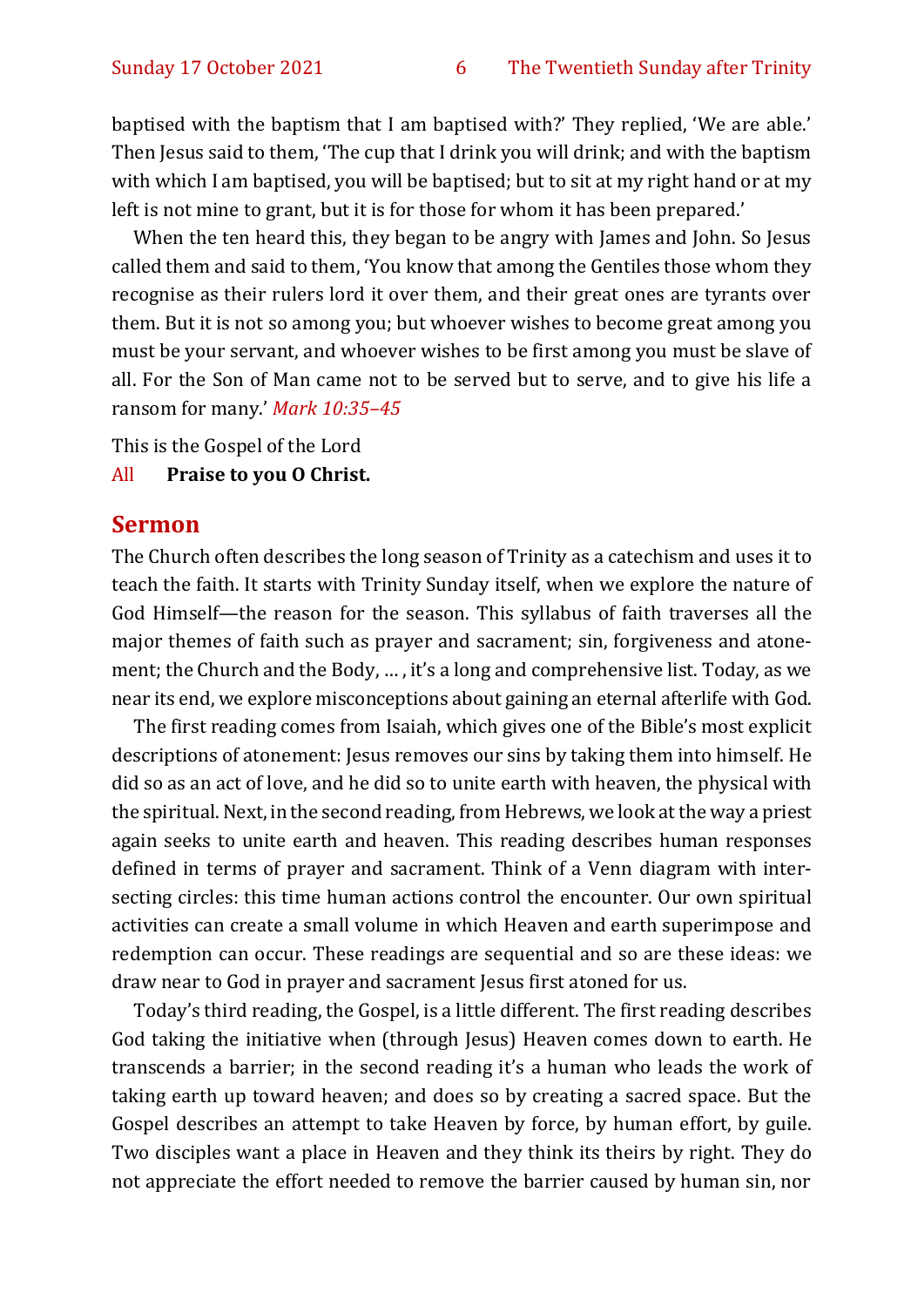baptised with the baptism that I am baptised with?' They replied, 'We are able.' Then Jesus said to them, 'The cup that I drink you will drink; and with the baptism with which I am baptised, you will be baptised; but to sit at my right hand or at my left is not mine to grant, but it is for those for whom it has been prepared.'

When the ten heard this, they began to be angry with James and John. So Jesus called them and said to them, 'You know that among the Gentiles those whom they recognise as their rulers lord it over them, and their great ones are tyrants over them. But it is not so among you; but whoever wishes to become great among you must be your servant, and whoever wishes to be first among you must be slave of all. For the Son of Man came not to be served but to serve, and to give his life a ransom for many.' *Mark 10:35–45*

This is the Gospel of the Lord

All **Praise to you O Christ.**

## Sermon

The Church often describes the long season of Trinity as a catechism and uses it to teach the faith. It starts with Trinity Sunday itself, when we explore the nature of God Himself—the reason for the season. This syllabus of faith traverses all the major themes of faith such as prayer and sacrament; sin, forgiveness and atonement; the Church and the Body, … , it's a long and comprehensive list. Today, as we near its end, we explore misconceptions about gaining an eternal afterlife with God.

The first reading comes from Isaiah, which gives one of the Bible's most explicit descriptions of atonement: Jesus removes our sins by taking them into himself. He did so as an act of love, and he did so to unite earth with heaven, the physical with the spiritual. Next, in the second reading, from Hebrews, we look at the way a priest again seeks to unite earth and heaven. This reading describes human responses defined in terms of prayer and sacrament. Think of a Venn diagram with intersecting circles: this time human actions control the encounter. Our own spiritual activities can create a small volume in which Heaven and earth superimpose and redemption can occur. These readings are sequential and so are these ideas: we draw near to God in prayer and sacrament Jesus first atoned for us.

Today's third reading, the Gospel, is a little different. The first reading describes God taking the initiative when (through Jesus) Heaven comes down to earth. He transcends a barrier; in the second reading it's a human who leads the work of taking earth up toward heaven; and does so by creating a sacred space. But the Gospel describes an attempt to take Heaven by force, by human effort, by guile. Two disciples want a place in Heaven and they think its theirs by right. They do not appreciate the effort needed to remove the barrier caused by human sin, nor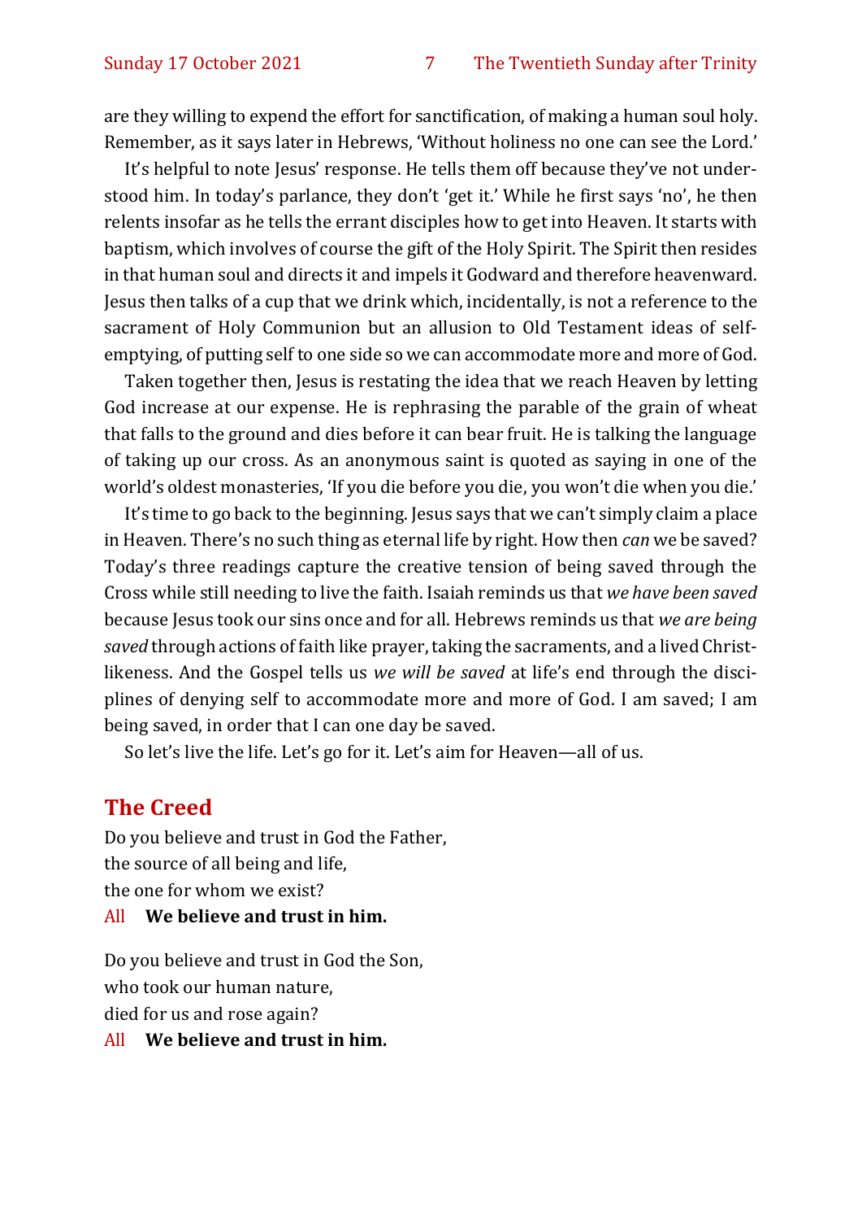are they willing to expend the effort for sanctification, of making a human soul holy. Remember, as it says later in Hebrews, 'Without holiness no one can see the Lord.'

It's helpful to note Jesus' response. He tells them off because they've not understood him. In today's parlance, they don't 'get it.' While he first says 'no', he then relents insofar as he tells the errant disciples how to get into Heaven. It starts with baptism, which involves of course the gift of the Holy Spirit. The Spirit then resides in that human soul and directs it and impels it Godward and therefore heavenward. Jesus then talks of a cup that we drink which, incidentally, is not a reference to the sacrament of Holy Communion but an allusion to Old Testament ideas of self-emptying, of putting self to one side so we can accommodate more and more of God.

Taken together then, Jesus is restating the idea that we reach Heaven by letting God increase at our expense. He is rephrasing the parable of the grain of wheat that falls to the ground and dies before it can bear fruit. He is talking the language of taking up our cross. As an anonymous saint is quoted as saying in one of the world's oldest monasteries, 'If you die before you die, you won't die when you die.'

It's time to go back to the beginning. Jesus says that we can't simply claim a place in Heaven. There's no such thing as eternal life by right. How then *can* we be saved? Today's three readings capture the creative tension of being saved through the Cross while still needing to live the faith. Isaiah reminds us that *we have been saved* because Jesus took our sins once and for all. Hebrews reminds us that *we are being saved* through actions of faith like prayer, taking the sacraments, and a lived Christ-likeness. And the Gospel tells us *we will be saved* at life's end through the disciplines of denying self to accommodate more and more of God. I am saved; I am being saved, in order that I can one day be saved.

So let's live the life. Let's go for it. Let's aim for Heaven—all of us.

## The Creed

Do you believe and trust in God the Father,
the source of all being and life,
the one for whom we exist?

All **We believe and trust in him.**

Do you believe and trust in God the Son,
who took our human nature,
died for us and rose again?

All **We believe and trust in him.**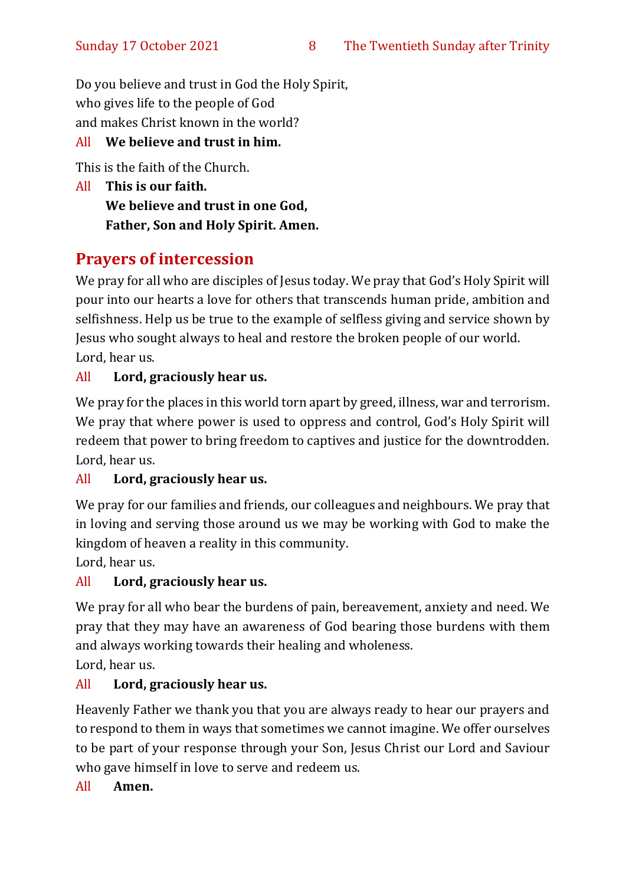Do you believe and trust in God the Holy Spirit,
who gives life to the people of God
and makes Christ known in the world?

All **We believe and trust in him.**

This is the faith of the Church.

All **This is our faith.**
**We believe and trust in one God,**
**Father, Son and Holy Spirit. Amen.**

## Prayers of intercession

We pray for all who are disciples of Jesus today. We pray that God's Holy Spirit will pour into our hearts a love for others that transcends human pride, ambition and selfishness. Help us be true to the example of selfless giving and service shown by Jesus who sought always to heal and restore the broken people of our world.
Lord, hear us.

All **Lord, graciously hear us.**

We pray for the places in this world torn apart by greed, illness, war and terrorism. We pray that where power is used to oppress and control, God's Holy Spirit will redeem that power to bring freedom to captives and justice for the downtrodden.
Lord, hear us.

All **Lord, graciously hear us.**

We pray for our families and friends, our colleagues and neighbours. We pray that in loving and serving those around us we may be working with God to make the kingdom of heaven a reality in this community.
Lord, hear us.

All **Lord, graciously hear us.**

We pray for all who bear the burdens of pain, bereavement, anxiety and need. We pray that they may have an awareness of God bearing those burdens with them and always working towards their healing and wholeness.
Lord, hear us.

All **Lord, graciously hear us.**

Heavenly Father we thank you that you are always ready to hear our prayers and to respond to them in ways that sometimes we cannot imagine. We offer ourselves to be part of your response through your Son, Jesus Christ our Lord and Saviour who gave himself in love to serve and redeem us.

All **Amen.**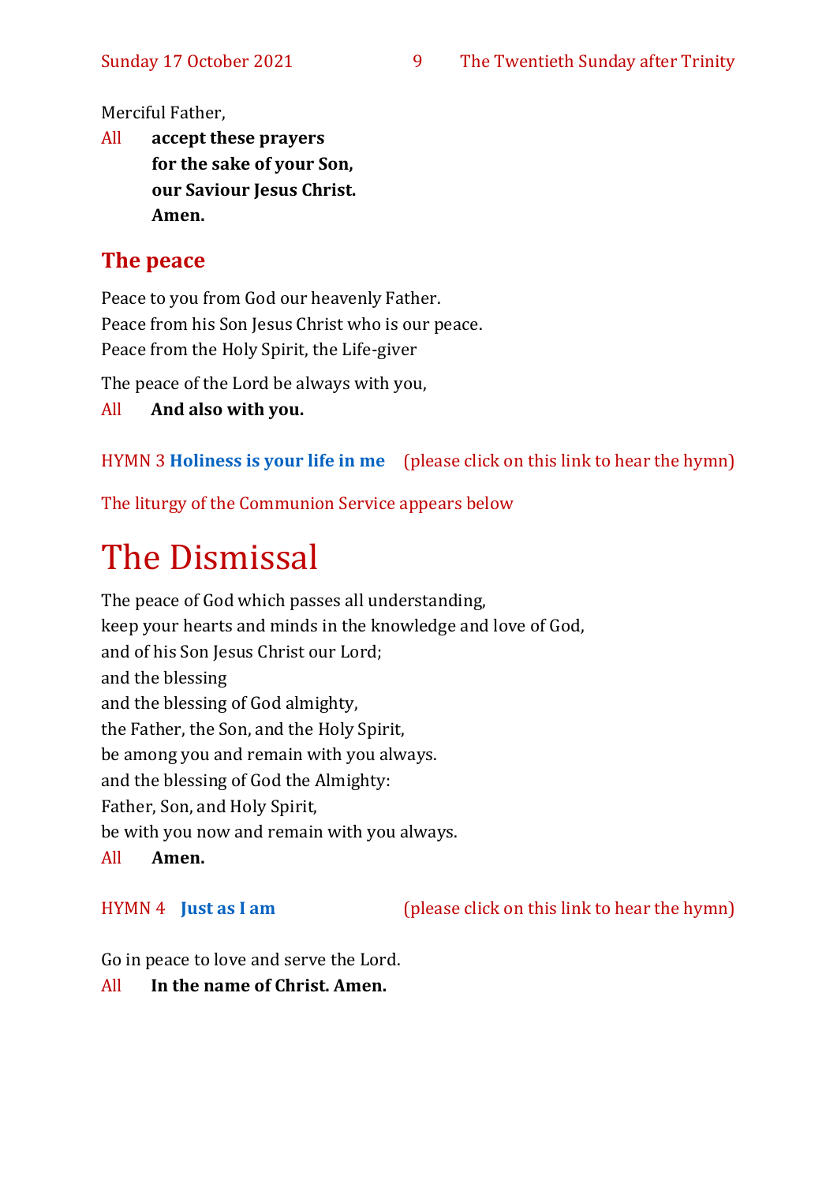Merciful Father,

All **accept these prayers**
**for the sake of your Son,**
**our Saviour Jesus Christ.**
**Amen.**

## The peace

Peace to you from God our heavenly Father.
Peace from his Son Jesus Christ who is our peace.
Peace from the Holy Spirit, the Life-giver

The peace of the Lord be always with you,

All **And also with you.**

HYMN 3 **Holiness is your life in me** (please click on this link to hear the hymn)

The liturgy of the Communion Service appears below

# The Dismissal

The peace of God which passes all understanding,
keep your hearts and minds in the knowledge and love of God,
and of his Son Jesus Christ our Lord;
and the blessing
and the blessing of God almighty,
the Father, the Son, and the Holy Spirit,
be among you and remain with you always.
and the blessing of God the Almighty:
Father, Son, and Holy Spirit,
be with you now and remain with you always.

All **Amen.**

HYMN 4 **Just as I am** (please click on this link to hear the hymn)

Go in peace to love and serve the Lord.

All **In the name of Christ. Amen.**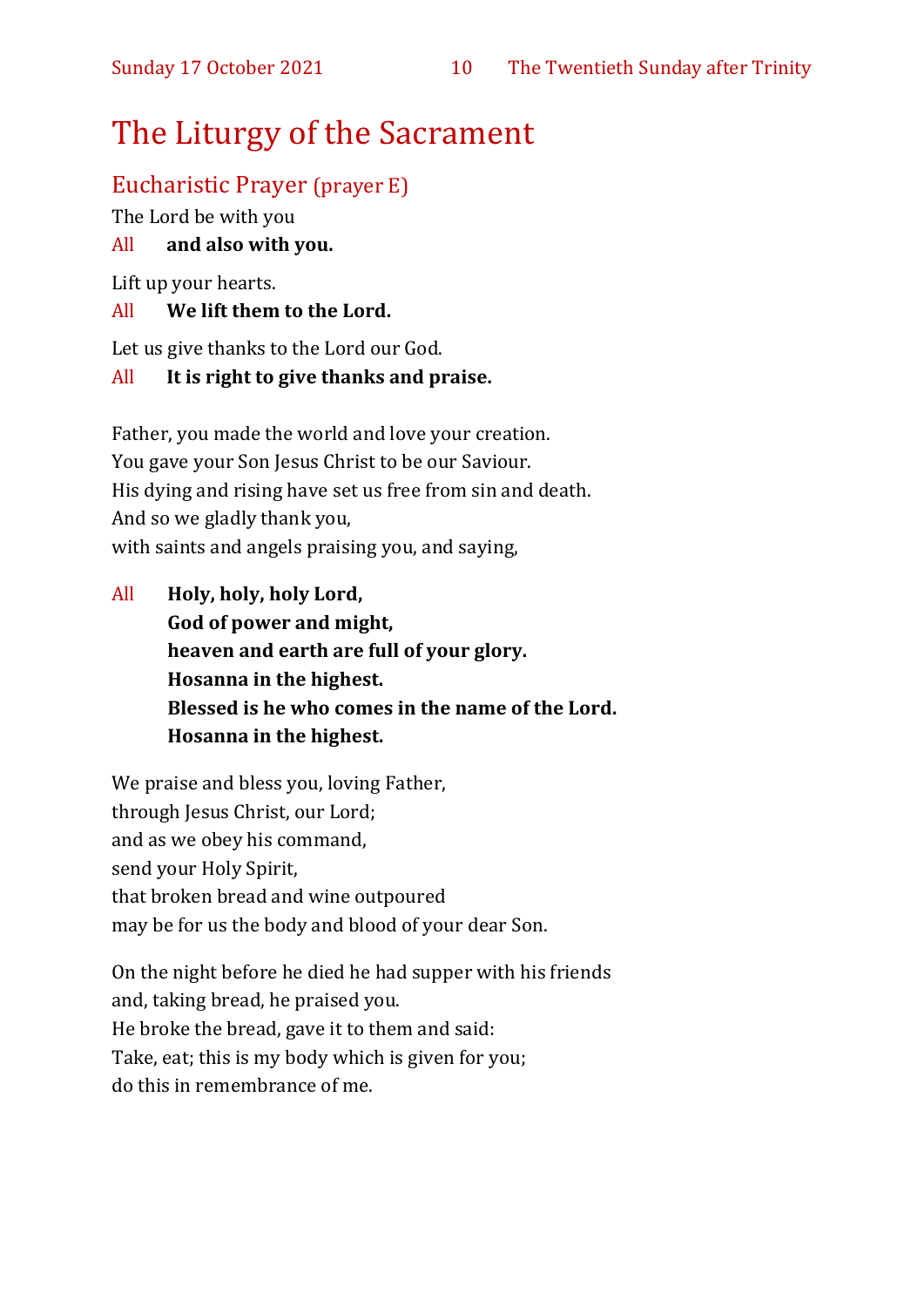# The Liturgy of the Sacrament

## Eucharistic Prayer (prayer E)

The Lord be with you

All **and also with you.**

Lift up your hearts.

All **We lift them to the Lord.**

Let us give thanks to the Lord our God.

All **It is right to give thanks and praise.**

Father, you made the world and love your creation.
You gave your Son Jesus Christ to be our Saviour.
His dying and rising have set us free from sin and death.
And so we gladly thank you,
with saints and angels praising you, and saying,

All **Holy, holy, holy Lord,**
**God of power and might,**
**heaven and earth are full of your glory.**
**Hosanna in the highest.**
**Blessed is he who comes in the name of the Lord.**
**Hosanna in the highest.**

We praise and bless you, loving Father,
through Jesus Christ, our Lord;
and as we obey his command,
send your Holy Spirit,
that broken bread and wine outpoured
may be for us the body and blood of your dear Son.

On the night before he died he had supper with his friends
and, taking bread, he praised you.
He broke the bread, gave it to them and said:
Take, eat; this is my body which is given for you;
do this in remembrance of me.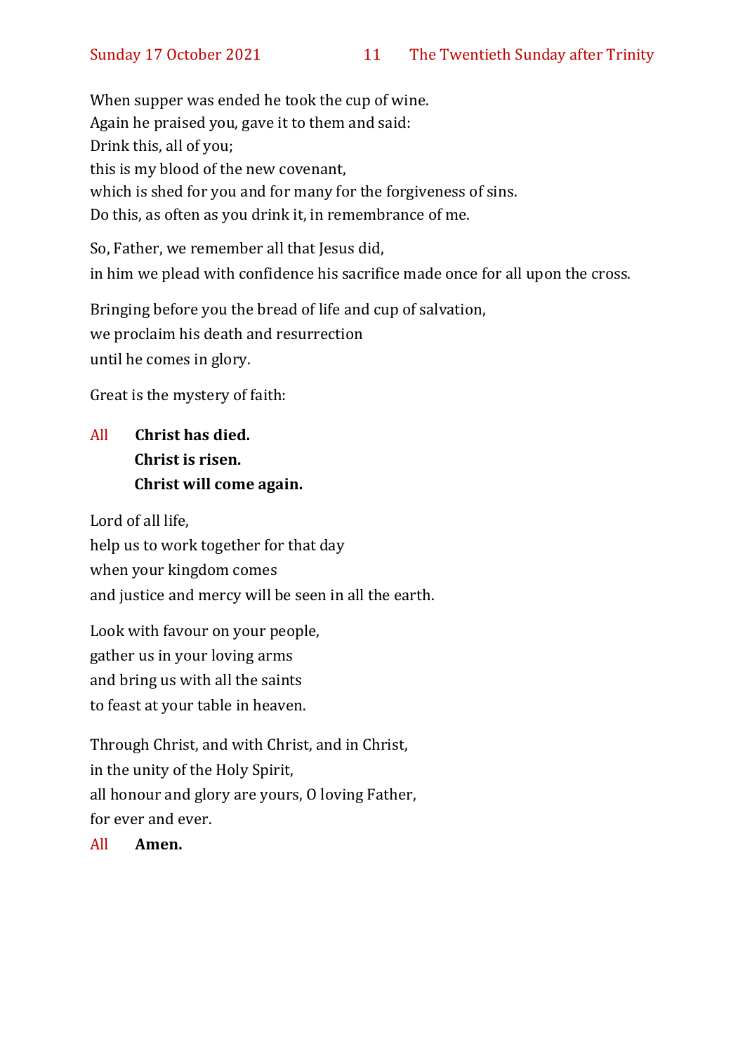When supper was ended he took the cup of wine.
Again he praised you, gave it to them and said:
Drink this, all of you;
this is my blood of the new covenant,
which is shed for you and for many for the forgiveness of sins.
Do this, as often as you drink it, in remembrance of me.

So, Father, we remember all that Jesus did,
in him we plead with confidence his sacrifice made once for all upon the cross.

Bringing before you the bread of life and cup of salvation,
we proclaim his death and resurrection
until he comes in glory.

Great is the mystery of faith:

All **Christ has died.**
**Christ is risen.**
**Christ will come again.**

Lord of all life,
help us to work together for that day
when your kingdom comes
and justice and mercy will be seen in all the earth.

Look with favour on your people,
gather us in your loving arms
and bring us with all the saints
to feast at your table in heaven.

Through Christ, and with Christ, and in Christ,
in the unity of the Holy Spirit,
all honour and glory are yours, O loving Father,
for ever and ever.

All **Amen.**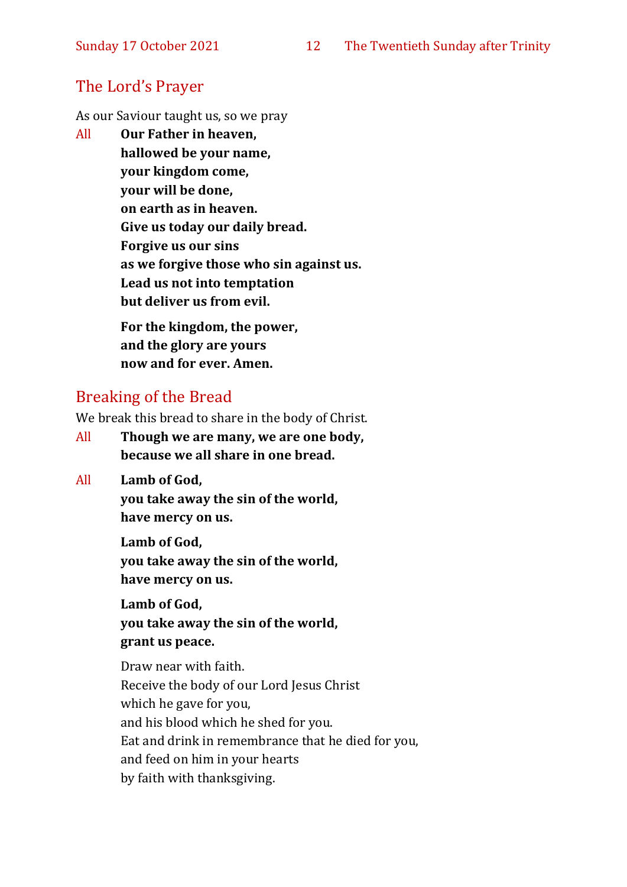## The Lord's Prayer

As our Saviour taught us, so we pray

All **Our Father in heaven,**
**hallowed be your name,**
**your kingdom come,**
**your will be done,**
**on earth as in heaven.**
**Give us today our daily bread.**
**Forgive us our sins**
**as we forgive those who sin against us.**
**Lead us not into temptation**
**but deliver us from evil.**

**For the kingdom, the power,**
**and the glory are yours**
**now and for ever. Amen.**

## Breaking of the Bread

We break this bread to share in the body of Christ.

All **Though we are many, we are one body,**
**because we all share in one bread.**

All **Lamb of God,**
**you take away the sin of the world,**
**have mercy on us.**

**Lamb of God,**
**you take away the sin of the world,**
**have mercy on us.**

**Lamb of God,**
**you take away the sin of the world,**
**grant us peace.**

Draw near with faith.
Receive the body of our Lord Jesus Christ
which he gave for you,
and his blood which he shed for you.
Eat and drink in remembrance that he died for you,
and feed on him in your hearts
by faith with thanksgiving.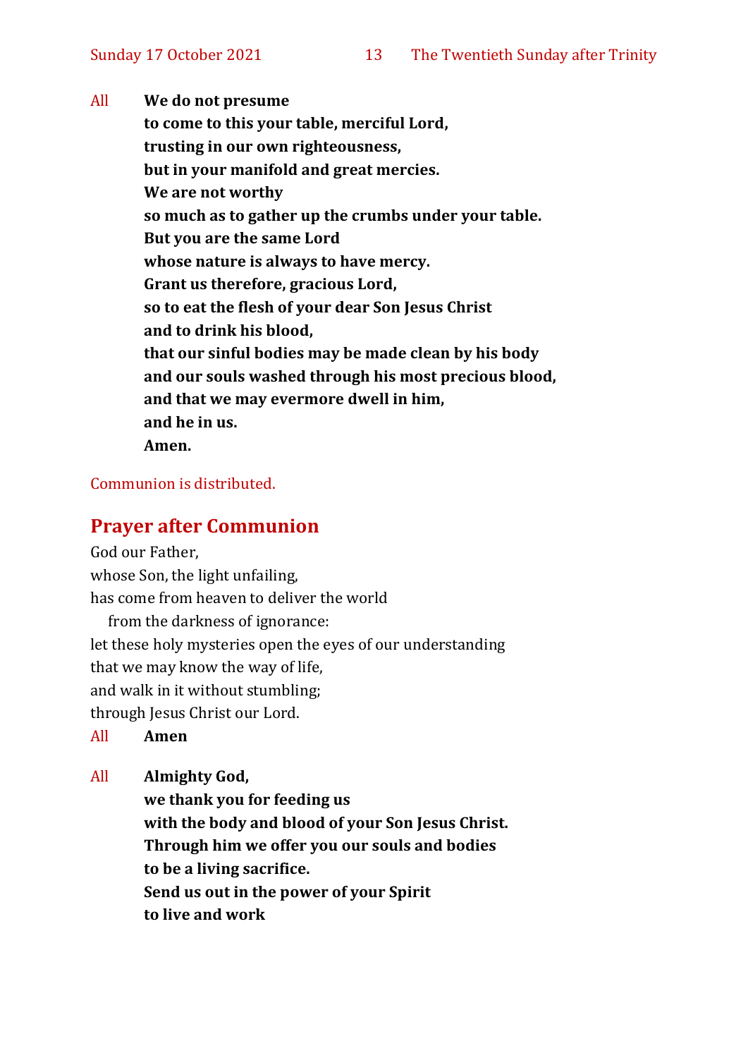All **We do not presume**
**to come to this your table, merciful Lord,**
**trusting in our own righteousness,**
**but in your manifold and great mercies.**
**We are not worthy**
**so much as to gather up the crumbs under your table.**
**But you are the same Lord**
**whose nature is always to have mercy.**
**Grant us therefore, gracious Lord,**
**so to eat the flesh of your dear Son Jesus Christ**
**and to drink his blood,**
**that our sinful bodies may be made clean by his body**
**and our souls washed through his most precious blood,**
**and that we may evermore dwell in him,**
**and he in us.**
**Amen.**

Communion is distributed.

## Prayer after Communion

God our Father,
whose Son, the light unfailing,
has come from heaven to deliver the world
  from the darkness of ignorance:
let these holy mysteries open the eyes of our understanding
that we may know the way of life,
and walk in it without stumbling;
through Jesus Christ our Lord.

All **Amen**

All **Almighty God,**
**we thank you for feeding us**
**with the body and blood of your Son Jesus Christ.**
**Through him we offer you our souls and bodies**
**to be a living sacrifice.**
**Send us out in the power of your Spirit**
**to live and work**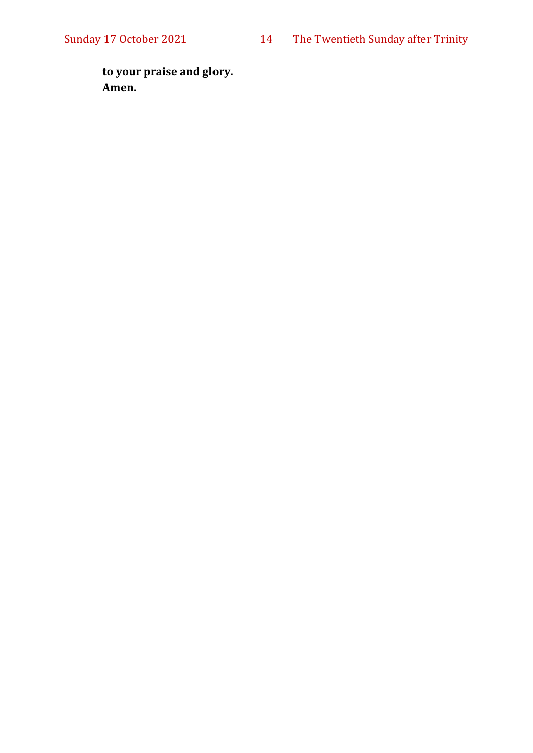**to your praise and glory.**
**Amen.**